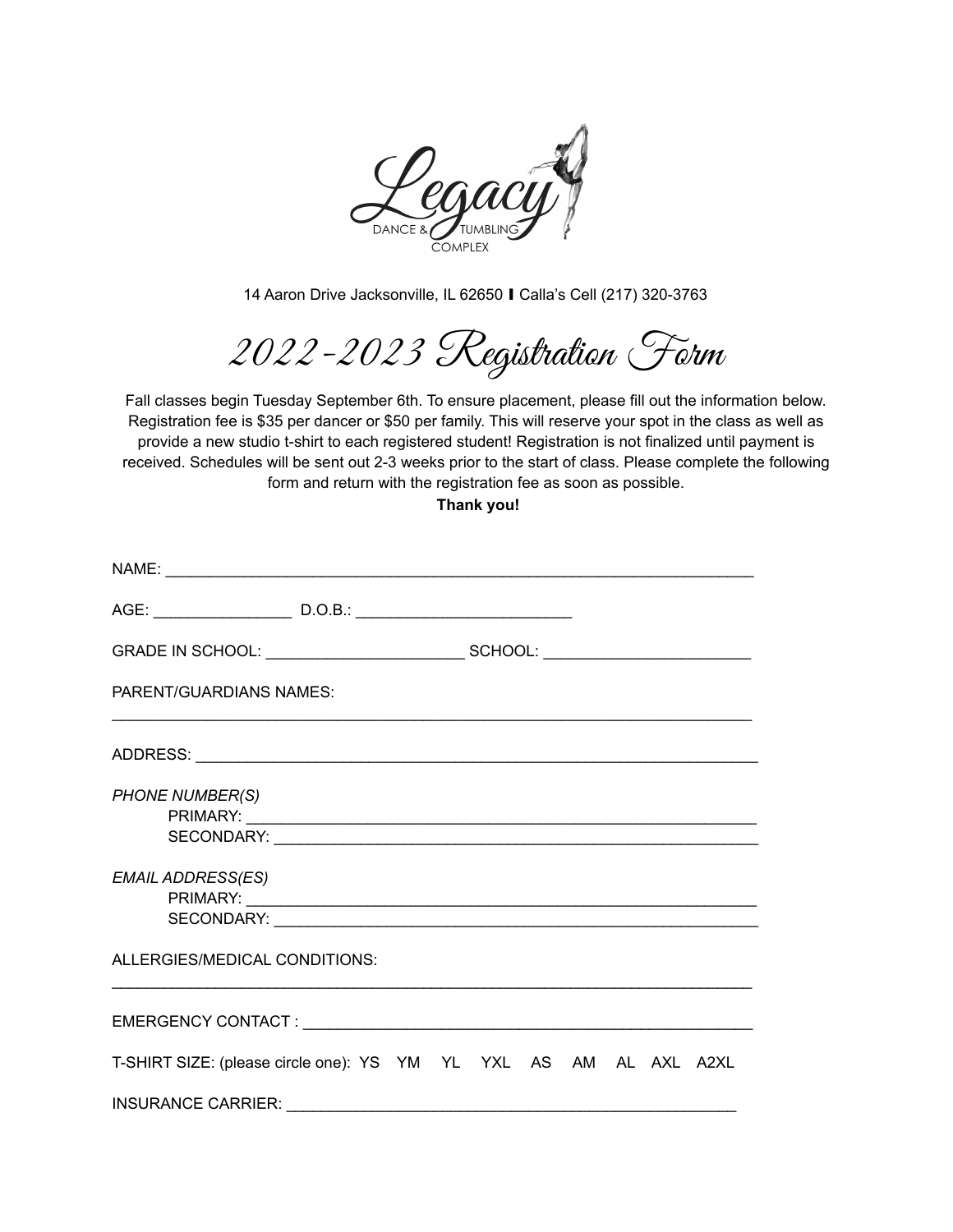Legacy

DANCE & TUMBLING COMPLEX

14 Aaron Drive Jacksonville, IL 62650 | Calla's Cell (217) 320-3763

# 2022-2023 Registration Form

Fall classes begin Tuesday September 6th. To ensure placement, please fill out the information below. Registration fee is $35 per dancer or $50 per family. This will reserve your spot in the class as well as provide a new studio t-shirt to each registered student! Registration is not finalized until payment is received. Schedules will be sent out 2-3 weeks prior to the start of class. Please complete the following form and return with the registration fee as soon as possible.

**Thank you!**

NAME: ____________________________________________________________________

AGE: ________________ D.O.B.: ________________________

GRADE IN SCHOOL: ______________________ SCHOOL: _______________________

PARENT/GUARDIANS NAMES:
______________________________________________________________________________

ADDRESS: _________________________________________________________________

*PHONE NUMBER(S)*

PRIMARY: ____________________________________________________________

SECONDARY: _________________________________________________________

*EMAIL ADDRESS(ES)*

PRIMARY: ____________________________________________________________

SECONDARY: _________________________________________________________

ALLERGIES/MEDICAL CONDITIONS:
______________________________________________________________________________

EMERGENCY CONTACT : ____________________________________________________

T-SHIRT SIZE: (please circle one): YS YM YL YXL AS AM AL AXL A2XL

INSURANCE CARRIER: _____________________________________________________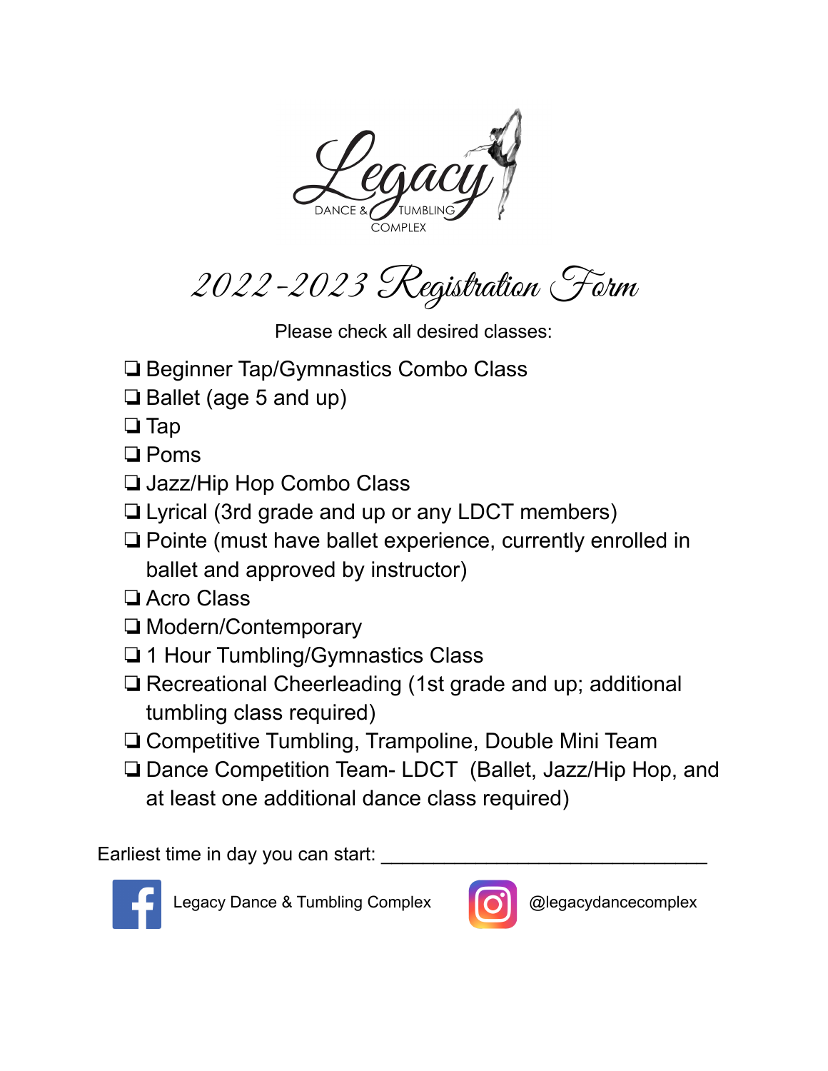Legacy

DANCE & TUMBLING COMPLEX

# 2022-2023 Registration Form

Please check all desired classes:

- [ ] Beginner Tap/Gymnastics Combo Class
- [ ] Ballet (age 5 and up)
- [ ] Tap
- [ ] Poms
- [ ] Jazz/Hip Hop Combo Class
- [ ] Lyrical (3rd grade and up or any LDCT members)
- [ ] Pointe (must have ballet experience, currently enrolled in ballet and approved by instructor)
- [ ] Acro Class
- [ ] Modern/Contemporary
- [ ] 1 Hour Tumbling/Gymnastics Class
- [ ] Recreational Cheerleading (1st grade and up; additional tumbling class required)
- [ ] Competitive Tumbling, Trampoline, Double Mini Team
- [ ] Dance Competition Team- LDCT (Ballet, Jazz/Hip Hop, and at least one additional dance class required)

Earliest time in day you can start: ______________________________

Legacy Dance & Tumbling Complex

@legacydancecomplex